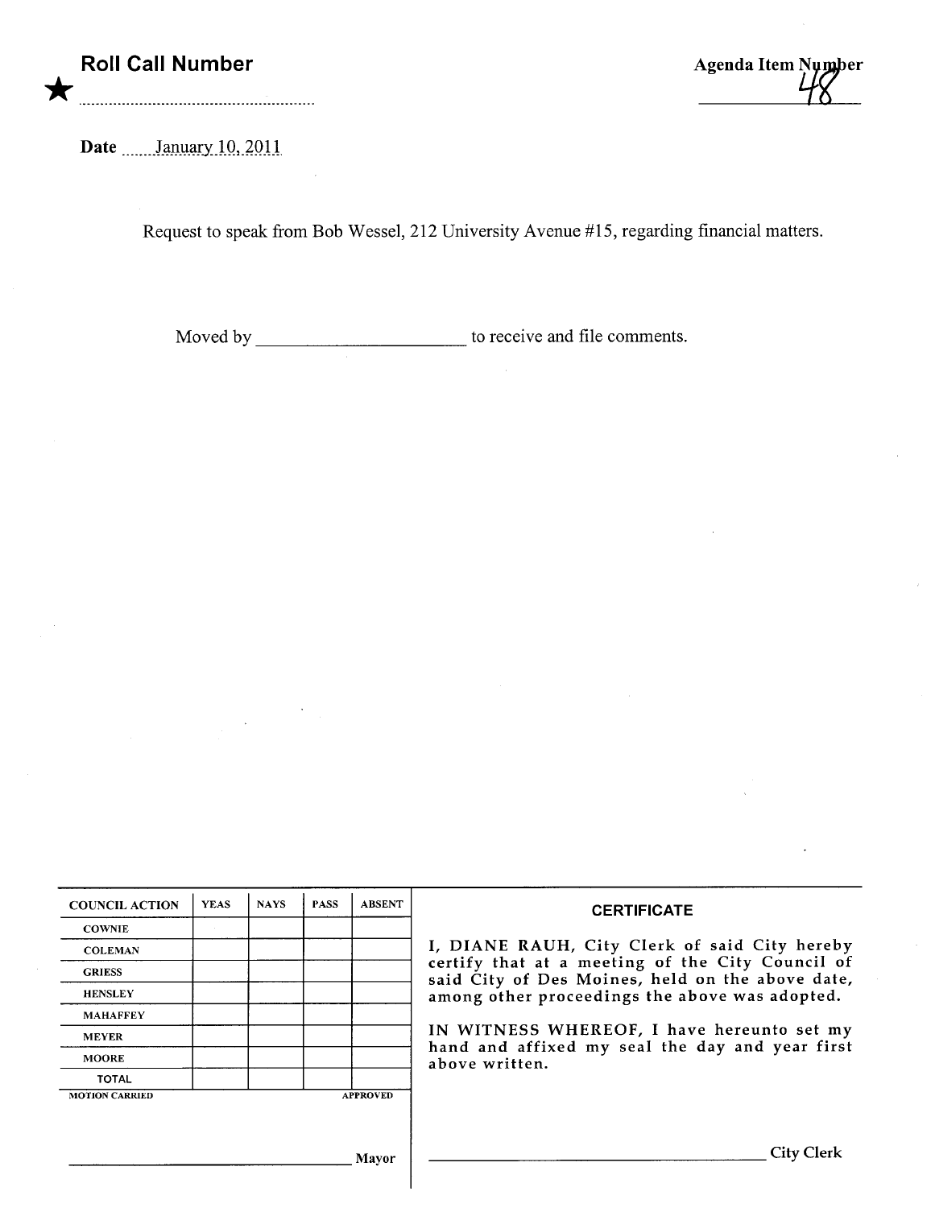★ **Roll Call Number**

.......................................................

**Agenda Item Number**

48

**Date** January 10, 2011

Request to speak from Bob Wessel, 212 University Avenue #15, regarding financial matters.

Moved by ______________________ to receive and file comments.

| COUNCIL ACTION | YEAS | NAYS | PASS | ABSENT |
|---|---|---|---|---|
| COWNIE | | | | |
| COLEMAN | | | | |
| GRIESS | | | | |
| HENSLEY | | | | |
| MAHAFFEY | | | | |
| MEYER | | | | |
| MOORE | | | | |
| TOTAL | | | | |

MOTION CARRIED APPROVED

______________________________ Mayor

**CERTIFICATE**

I, DIANE RAUH, City Clerk of said City hereby certify that at a meeting of the City Council of said City of Des Moines, held on the above date, among other proceedings the above was adopted.

IN WITNESS WHEREOF, I have hereunto set my hand and affixed my seal the day and year first above written.

______________________________ City Clerk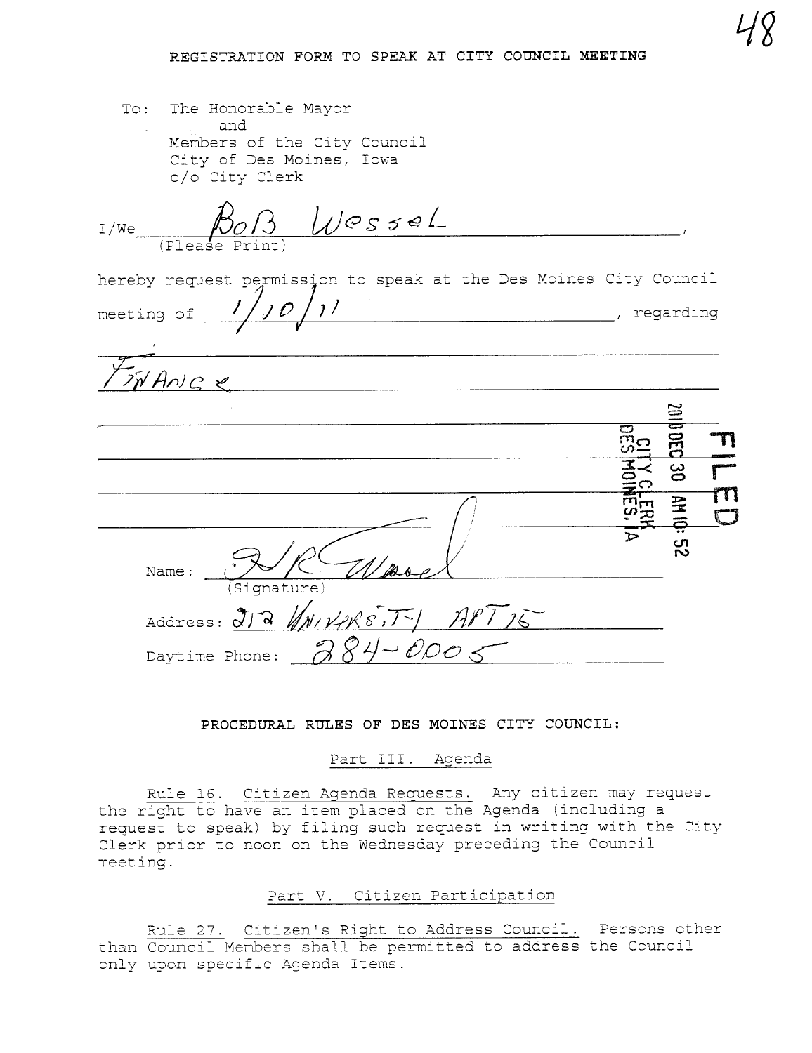48

**REGISTRATION FORM TO SPEAK AT CITY COUNCIL MEETING**

To: The Honorable Mayor
and
Members of the City Council
City of Des Moines, Iowa
c/o City Clerk

I/We Bob Wessel,
(Please Print)

hereby request permission to speak at the Des Moines City Council meeting of 1/10/11, regarding

Finance

FILED
2010 DEC 30 AM 10: 52
CITY CLERK
DES MOINES, IA

Name: [signature]
(Signature)

Address: 212 University Apt 15

Daytime Phone: 284-0005

**PROCEDURAL RULES OF DES MOINES CITY COUNCIL:**

Part III. Agenda

Rule 16. Citizen Agenda Requests. Any citizen may request the right to have an item placed on the Agenda (including a request to speak) by filing such request in writing with the City Clerk prior to noon on the Wednesday preceding the Council meeting.

Part V. Citizen Participation

Rule 27. Citizen's Right to Address Council. Persons other than Council Members shall be permitted to address the Council only upon specific Agenda Items.